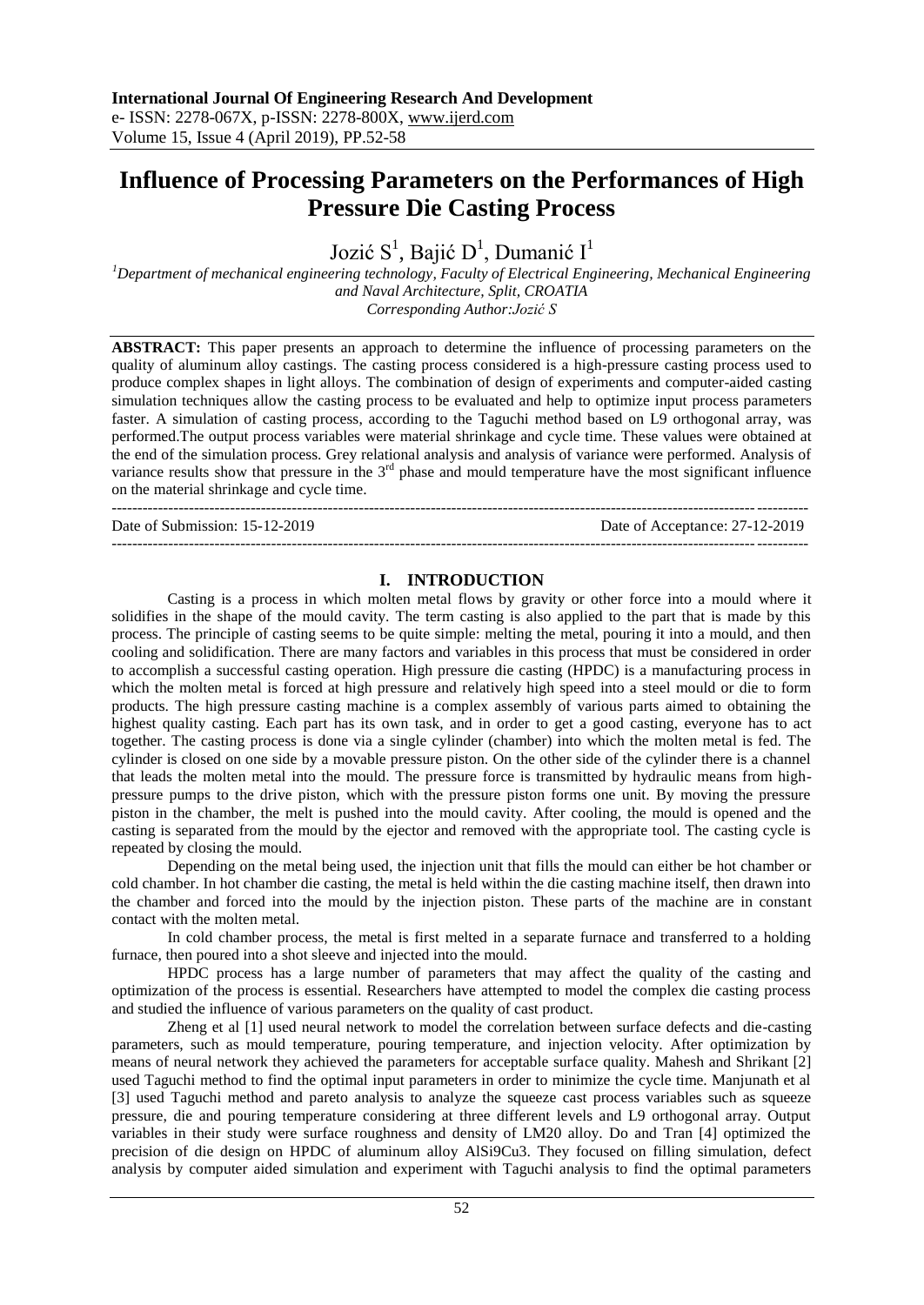**International Journal Of Engineering Research And Development**
e- ISSN: 2278-067X, p-ISSN: 2278-800X, www.ijerd.com
Volume 15, Issue 4 (April 2019), PP.52-58

# Influence of Processing Parameters on the Performances of High Pressure Die Casting Process

Jozić S[1], Bajić D[1], Dumanić I[1]

[1]*Department of mechanical engineering technology, Faculty of Electrical Engineering, Mechanical Engineering and Naval Architecture, Split, CROATIA*
*Corresponding Author:Jozić S*

**ABSTRACT:** This paper presents an approach to determine the influence of processing parameters on the quality of aluminum alloy castings. The casting process considered is a high-pressure casting process used to produce complex shapes in light alloys. The combination of design of experiments and computer-aided casting simulation techniques allow the casting process to be evaluated and help to optimize input process parameters faster. A simulation of casting process, according to the Taguchi method based on L9 orthogonal array, was performed.The output process variables were material shrinkage and cycle time. These values were obtained at the end of the simulation process. Grey relational analysis and analysis of variance were performed. Analysis of variance results show that pressure in the 3rd phase and mould temperature have the most significant influence on the material shrinkage and cycle time.

Date of Submission: 15-12-2019 | Date of Acceptance: 27-12-2019

## I. INTRODUCTION

Casting is a process in which molten metal flows by gravity or other force into a mould where it solidifies in the shape of the mould cavity. The term casting is also applied to the part that is made by this process. The principle of casting seems to be quite simple: melting the metal, pouring it into a mould, and then cooling and solidification. There are many factors and variables in this process that must be considered in order to accomplish a successful casting operation. High pressure die casting (HPDC) is a manufacturing process in which the molten metal is forced at high pressure and relatively high speed into a steel mould or die to form products. The high pressure casting machine is a complex assembly of various parts aimed to obtaining the highest quality casting. Each part has its own task, and in order to get a good casting, everyone has to act together. The casting process is done via a single cylinder (chamber) into which the molten metal is fed. The cylinder is closed on one side by a movable pressure piston. On the other side of the cylinder there is a channel that leads the molten metal into the mould. The pressure force is transmitted by hydraulic means from high-pressure pumps to the drive piston, which with the pressure piston forms one unit. By moving the pressure piston in the chamber, the melt is pushed into the mould cavity. After cooling, the mould is opened and the casting is separated from the mould by the ejector and removed with the appropriate tool. The casting cycle is repeated by closing the mould.

Depending on the metal being used, the injection unit that fills the mould can either be hot chamber or cold chamber. In hot chamber die casting, the metal is held within the die casting machine itself, then drawn into the chamber and forced into the mould by the injection piston. These parts of the machine are in constant contact with the molten metal.

In cold chamber process, the metal is first melted in a separate furnace and transferred to a holding furnace, then poured into a shot sleeve and injected into the mould.

HPDC process has a large number of parameters that may affect the quality of the casting and optimization of the process is essential. Researchers have attempted to model the complex die casting process and studied the influence of various parameters on the quality of cast product.

Zheng et al [1] used neural network to model the correlation between surface defects and die-casting parameters, such as mould temperature, pouring temperature, and injection velocity. After optimization by means of neural network they achieved the parameters for acceptable surface quality. Mahesh and Shrikant [2] used Taguchi method to find the optimal input parameters in order to minimize the cycle time. Manjunath et al [3] used Taguchi method and pareto analysis to analyze the squeeze cast process variables such as squeeze pressure, die and pouring temperature considering at three different levels and L9 orthogonal array. Output variables in their study were surface roughness and density of LM20 alloy. Do and Tran [4] optimized the precision of die design on HPDC of aluminum alloy AlSi9Cu3. They focused on filling simulation, defect analysis by computer aided simulation and experiment with Taguchi analysis to find the optimal parameters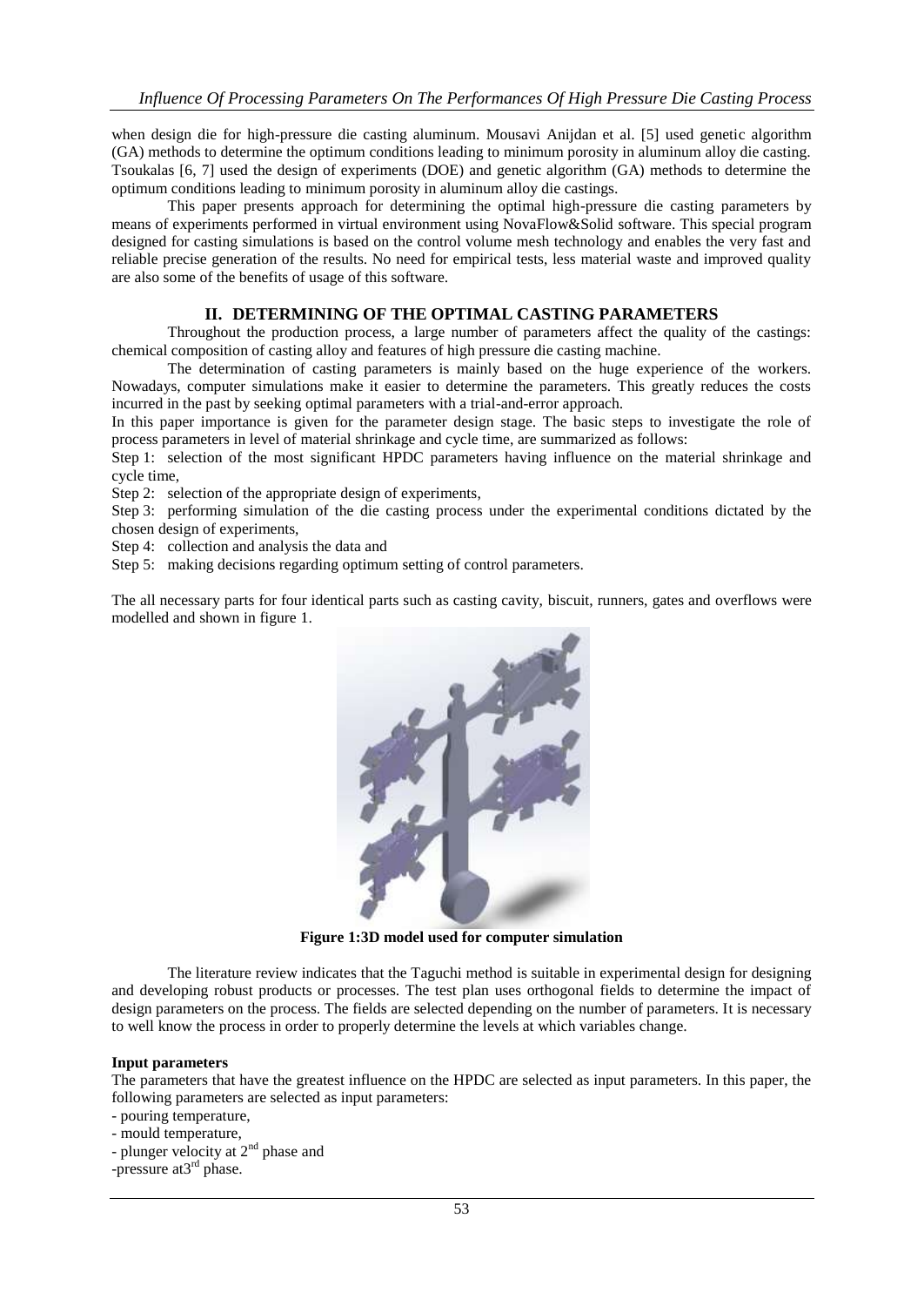when design die for high-pressure die casting aluminum. Mousavi Anijdan et al. [5] used genetic algorithm (GA) methods to determine the optimum conditions leading to minimum porosity in aluminum alloy die casting. Tsoukalas [6, 7] used the design of experiments (DOE) and genetic algorithm (GA) methods to determine the optimum conditions leading to minimum porosity in aluminum alloy die castings.

This paper presents approach for determining the optimal high-pressure die casting parameters by means of experiments performed in virtual environment using NovaFlow&Solid software. This special program designed for casting simulations is based on the control volume mesh technology and enables the very fast and reliable precise generation of the results. No need for empirical tests, less material waste and improved quality are also some of the benefits of usage of this software.

## II. DETERMINING OF THE OPTIMAL CASTING PARAMETERS

Throughout the production process, a large number of parameters affect the quality of the castings: chemical composition of casting alloy and features of high pressure die casting machine.

The determination of casting parameters is mainly based on the huge experience of the workers. Nowadays, computer simulations make it easier to determine the parameters. This greatly reduces the costs incurred in the past by seeking optimal parameters with a trial-and-error approach.

In this paper importance is given for the parameter design stage. The basic steps to investigate the role of process parameters in level of material shrinkage and cycle time, are summarized as follows:

Step 1: selection of the most significant HPDC parameters having influence on the material shrinkage and cycle time,

Step 2: selection of the appropriate design of experiments,

Step 3: performing simulation of the die casting process under the experimental conditions dictated by the chosen design of experiments,

Step 4: collection and analysis the data and

Step 5: making decisions regarding optimum setting of control parameters.

The all necessary parts for four identical parts such as casting cavity, biscuit, runners, gates and overflows were modelled and shown in figure 1.

**Figure 1:3D model used for computer simulation**

The literature review indicates that the Taguchi method is suitable in experimental design for designing and developing robust products or processes. The test plan uses orthogonal fields to determine the impact of design parameters on the process. The fields are selected depending on the number of parameters. It is necessary to well know the process in order to properly determine the levels at which variables change.

**Input parameters**

The parameters that have the greatest influence on the HPDC are selected as input parameters. In this paper, the following parameters are selected as input parameters:

- pouring temperature,
- mould temperature,
- plunger velocity at 2nd phase and
- pressure at 3rd phase.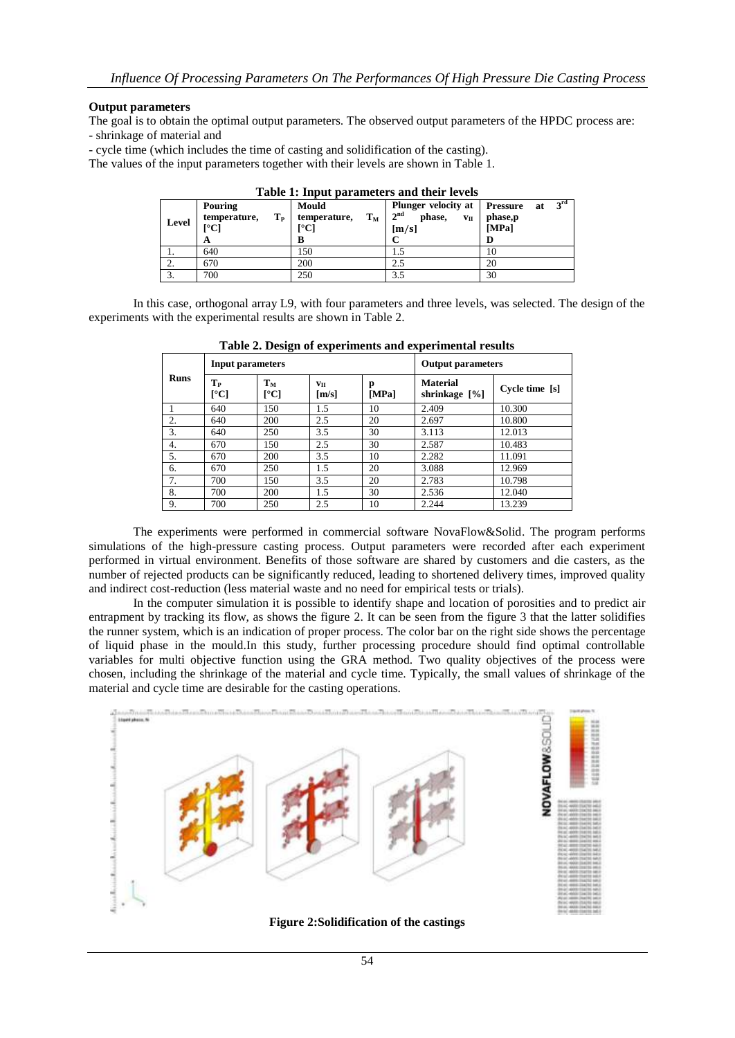**Output parameters**

The goal is to obtain the optimal output parameters. The observed output parameters of the HPDC process are:
- shrinkage of material and
- cycle time (which includes the time of casting and solidification of the casting).

The values of the input parameters together with their levels are shown in Table 1.

**Table 1: Input parameters and their levels**

| Level | Pouring temperature, $T_P$ [°C] A | Mould temperature, $T_M$ [°C] B | Plunger velocity at 2[nd] phase, $v_{II}$ [m/s] C | Pressure at 3[rd] phase,p [MPa] D |
|---|---|---|---|---|
| 1. | 640 | 150 | 1.5 | 10 |
| 2. | 670 | 200 | 2.5 | 20 |
| 3. | 700 | 250 | 3.5 | 30 |

In this case, orthogonal array L9, with four parameters and three levels, was selected. The design of the experiments with the experimental results are shown in Table 2.

**Table 2. Design of experiments and experimental results**

| Runs | Input parameters | | | | Output parameters | |
|---|---|---|---|---|---|---|
| | $T_P$ [°C] | $T_M$ [°C] | $v_{II}$ [m/s] | p [MPa] | Material shrinkage [%] | Cycle time [s] |
| 1 | 640 | 150 | 1.5 | 10 | 2.409 | 10.300 |
| 2. | 640 | 200 | 2.5 | 20 | 2.697 | 10.800 |
| 3. | 640 | 250 | 3.5 | 30 | 3.113 | 12.013 |
| 4. | 670 | 150 | 2.5 | 30 | 2.587 | 10.483 |
| 5. | 670 | 200 | 3.5 | 10 | 2.282 | 11.091 |
| 6. | 670 | 250 | 1.5 | 20 | 3.088 | 12.969 |
| 7. | 700 | 150 | 3.5 | 20 | 2.783 | 10.798 |
| 8. | 700 | 200 | 1.5 | 30 | 2.536 | 12.040 |
| 9. | 700 | 250 | 2.5 | 10 | 2.244 | 13.239 |

The experiments were performed in commercial software NovaFlow&Solid. The program performs simulations of the high-pressure casting process. Output parameters were recorded after each experiment performed in virtual environment. Benefits of those software are shared by customers and die casters, as the number of rejected products can be significantly reduced, leading to shortened delivery times, improved quality and indirect cost-reduction (less material waste and no need for empirical tests or trials).

In the computer simulation it is possible to identify shape and location of porosities and to predict air entrapment by tracking its flow, as shows the figure 2. It can be seen from the figure 3 that the latter solidifies the runner system, which is an indication of proper process. The color bar on the right side shows the percentage of liquid phase in the mould.In this study, further processing procedure should find optimal controllable variables for multi objective function using the GRA method. Two quality objectives of the process were chosen, including the shrinkage of the material and cycle time. Typically, the small values of shrinkage of the material and cycle time are desirable for the casting operations.

**Figure 2:Solidification of the castings**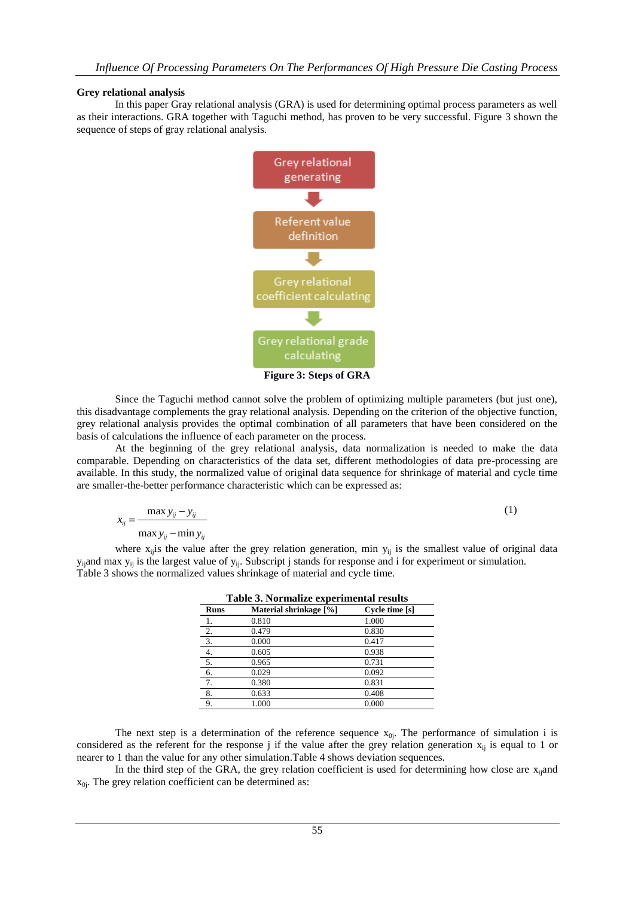**Grey relational analysis**

In this paper Gray relational analysis (GRA) is used for determining optimal process parameters as well as their interactions. GRA together with Taguchi method, has proven to be very successful. Figure 3 shown the sequence of steps of gray relational analysis.

Grey relational generating

Referent value definition

Grey relational coefficient calculating

Grey relational grade calculating

**Figure 3: Steps of GRA**

Since the Taguchi method cannot solve the problem of optimizing multiple parameters (but just one), this disadvantage complements the gray relational analysis. Depending on the criterion of the objective function, grey relational analysis provides the optimal combination of all parameters that have been considered on the basis of calculations the influence of each parameter on the process.

At the beginning of the grey relational analysis, data normalization is needed to make the data comparable. Depending on characteristics of the data set, different methodologies of data pre-processing are available. In this study, the normalized value of original data sequence for shrinkage of material and cycle time are smaller-the-better performance characteristic which can be expressed as:

$$x_{ij} = \frac{\max y_{ij} - y_{ij}}{\max y_{ij} - \min y_{ij}} \tag{1}$$

where $x_{ij}$is the value after the grey relation generation, min $y_{ij}$ is the smallest value of original data $y_{ij}$and max $y_{ij}$ is the largest value of $y_{ij}$. Subscript j stands for response and i for experiment or simulation. Table 3 shows the normalized values shrinkage of material and cycle time.

**Table 3. Normalize experimental results**

| Runs | Material shrinkage [%] | Cycle time [s] |
|---|---|---|
| 1. | 0.810 | 1.000 |
| 2. | 0.479 | 0.830 |
| 3. | 0.000 | 0.417 |
| 4. | 0.605 | 0.938 |
| 5. | 0.965 | 0.731 |
| 6. | 0.029 | 0.092 |
| 7. | 0.380 | 0.831 |
| 8. | 0.633 | 0.408 |
| 9. | 1.000 | 0.000 |

The next step is a determination of the reference sequence $x_{0j}$. The performance of simulation i is considered as the referent for the response j if the value after the grey relation generation $x_{ij}$ is equal to 1 or nearer to 1 than the value for any other simulation.Table 4 shows deviation sequences.

In the third step of the GRA, the grey relation coefficient is used for determining how close are $x_{ij}$and $x_{0j}$. The grey relation coefficient can be determined as: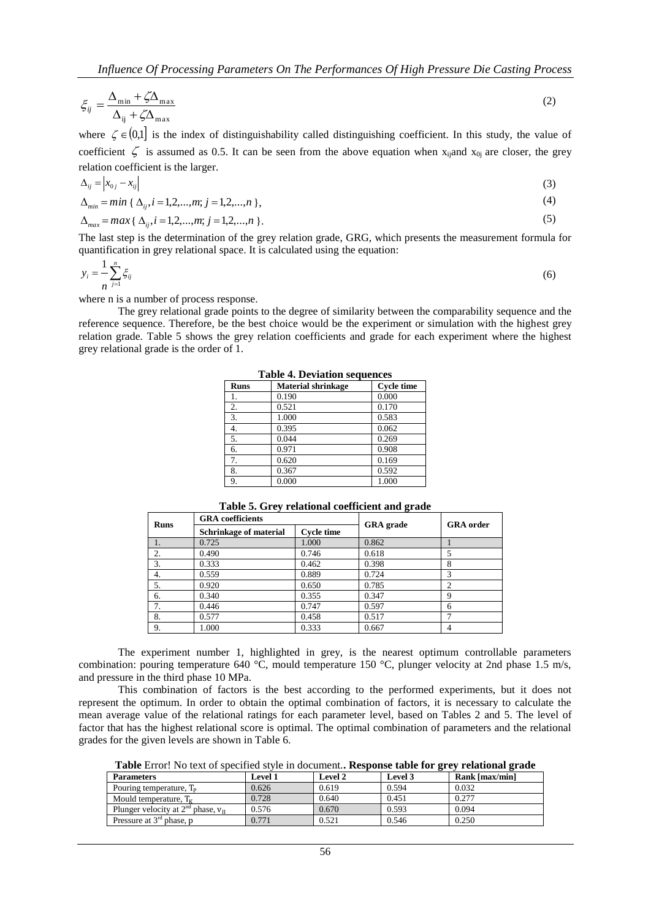$$\xi_{ij} = \frac{\Delta_{\min} + \zeta\Delta_{\max}}{\Delta_{ij} + \zeta\Delta_{\max}} \tag{2}$$

where $\zeta \in (0,1]$ is the index of distinguishability called distinguishing coefficient. In this study, the value of coefficient $\zeta$ is assumed as 0.5. It can be seen from the above equation when $x_{ij}$ and $x_{0j}$ are closer, the grey relation coefficient is the larger.

$$\Delta_{ij} = \left| x_{0j} - x_{ij} \right| \tag{3}$$

$$\Delta_{min} = min\,\{\, \Delta_{ij}, i = 1,2,...,m;\, j = 1,2,...,n \,\}, \tag{4}$$

$$\Delta_{max} = max\,\{\, \Delta_{ij}, i = 1,2,...,m;\, j = 1,2,...,n \,\}. \tag{5}$$

The last step is the determination of the grey relation grade, GRG, which presents the measurement formula for quantification in grey relational space. It is calculated using the equation:

$$y_i = \frac{1}{n}\sum_{j=1}^{n} \xi_{ij} \tag{6}$$

where n is a number of process response.

The grey relational grade points to the degree of similarity between the comparability sequence and the reference sequence. Therefore, be the best choice would be the experiment or simulation with the highest grey relation grade. Table 5 shows the grey relation coefficients and grade for each experiment where the highest grey relational grade is the order of 1.

**Table 4. Deviation sequences**

| Runs | Material shrinkage | Cycle time |
|---|---|---|
| 1. | 0.190 | 0.000 |
| 2. | 0.521 | 0.170 |
| 3. | 1.000 | 0.583 |
| 4. | 0.395 | 0.062 |
| 5. | 0.044 | 0.269 |
| 6. | 0.971 | 0.908 |
| 7. | 0.620 | 0.169 |
| 8. | 0.367 | 0.592 |
| 9. | 0.000 | 1.000 |

**Table 5. Grey relational coefficient and grade**

| Runs | GRA coefficients | | GRA grade | GRA order |
|---|---|---|---|---|
| | Schrinkage of material | Cycle time | | |
| 1. | 0.725 | 1.000 | 0.862 | 1 |
| 2. | 0.490 | 0.746 | 0.618 | 5 |
| 3. | 0.333 | 0.462 | 0.398 | 8 |
| 4. | 0.559 | 0.889 | 0.724 | 3 |
| 5. | 0.920 | 0.650 | 0.785 | 2 |
| 6. | 0.340 | 0.355 | 0.347 | 9 |
| 7. | 0.446 | 0.747 | 0.597 | 6 |
| 8. | 0.577 | 0.458 | 0.517 | 7 |
| 9. | 1.000 | 0.333 | 0.667 | 4 |

The experiment number 1, highlighted in grey, is the nearest optimum controllable parameters combination: pouring temperature 640 °C, mould temperature 150 °C, plunger velocity at 2nd phase 1.5 m/s, and pressure in the third phase 10 MPa.

This combination of factors is the best according to the performed experiments, but it does not represent the optimum. In order to obtain the optimal combination of factors, it is necessary to calculate the mean average value of the relational ratings for each parameter level, based on Tables 2 and 5. The level of factor that has the highest relational score is optimal. The optimal combination of parameters and the relational grades for the given levels are shown in Table 6.

**Table** Error! No text of specified style in document.**. Response table for grey relational grade**

| Parameters | Level 1 | Level 2 | Level 3 | Rank [max/min] |
|---|---|---|---|---|
| Pouring temperature, $T_P$ | 0.626 | 0.619 | 0.594 | 0.032 |
| Mould temperature, $T_K$ | 0.728 | 0.640 | 0.451 | 0.277 |
| Plunger velocity at $2^{nd}$ phase, $v_{II}$ | 0.576 | 0.670 | 0.593 | 0.094 |
| Pressure at $3^{rd}$ phase, p | 0.771 | 0.521 | 0.546 | 0.250 |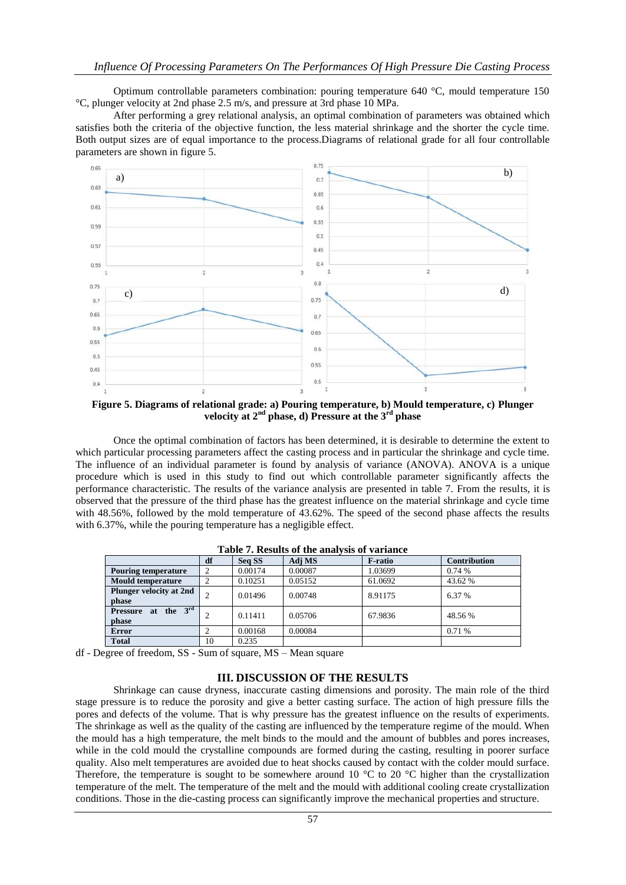Optimum controllable parameters combination: pouring temperature 640 °C, mould temperature 150 °C, plunger velocity at 2nd phase 2.5 m/s, and pressure at 3rd phase 10 MPa.

After performing a grey relational analysis, an optimal combination of parameters was obtained which satisfies both the criteria of the objective function, the less material shrinkage and the shorter the cycle time. Both output sizes are of equal importance to the process.Diagrams of relational grade for all four controllable parameters are shown in figure 5.

a)
0.65
0.63
0.61
0.59
0.57
0.55
1 2 3

b)
0.75
0.7
0.65
0.6
0.55
0.5
0.45
0.4
1 2 3

c)
0.75
0.7
0.65
0.6
0.55
0.5
0.45
0.4
1 2 3

d)
0.8
0.75
0.7
0.65
0.6
0.55
0.5
1 2 3

**Figure 5. Diagrams of relational grade: a) Pouring temperature, b) Mould temperature, c) Plunger velocity at 2nd phase, d) Pressure at the 3rd phase**

Once the optimal combination of factors has been determined, it is desirable to determine the extent to which particular processing parameters affect the casting process and in particular the shrinkage and cycle time. The influence of an individual parameter is found by analysis of variance (ANOVA). ANOVA is a unique procedure which is used in this study to find out which controllable parameter significantly affects the performance characteristic. The results of the variance analysis are presented in table 7. From the results, it is observed that the pressure of the third phase has the greatest influence on the material shrinkage and cycle time with 48.56%, followed by the mold temperature of 43.62%. The speed of the second phase affects the results with 6.37%, while the pouring temperature has a negligible effect.

**Table 7. Results of the analysis of variance**

| | df | Seq SS | Adj MS | F-ratio | Contribution |
|---|---|---|---|---|---|
| **Pouring temperature** | 2 | 0.00174 | 0.00087 | 1.03699 | 0.74 % |
| **Mould temperature** | 2 | 0.10251 | 0.05152 | 61.0692 | 43.62 % |
| **Plunger velocity at 2nd phase** | 2 | 0.01496 | 0.00748 | 8.91175 | 6.37 % |
| **Pressure at the 3rd phase** | 2 | 0.11411 | 0.05706 | 67.9836 | 48.56 % |
| **Error** | 2 | 0.00168 | 0.00084 | | 0.71 % |
| **Total** | 10 | 0.235 | | | |

df - Degree of freedom, SS - Sum of square, MS – Mean square

## III. DISCUSSION OF THE RESULTS

Shrinkage can cause dryness, inaccurate casting dimensions and porosity. The main role of the third stage pressure is to reduce the porosity and give a better casting surface. The action of high pressure fills the pores and defects of the volume. That is why pressure has the greatest influence on the results of experiments. The shrinkage as well as the quality of the casting are influenced by the temperature regime of the mould. When the mould has a high temperature, the melt binds to the mould and the amount of bubbles and pores increases, while in the cold mould the crystalline compounds are formed during the casting, resulting in poorer surface quality. Also melt temperatures are avoided due to heat shocks caused by contact with the colder mould surface. Therefore, the temperature is sought to be somewhere around 10 °C to 20 °C higher than the crystallization temperature of the melt. The temperature of the melt and the mould with additional cooling create crystallization conditions. Those in the die-casting process can significantly improve the mechanical properties and structure.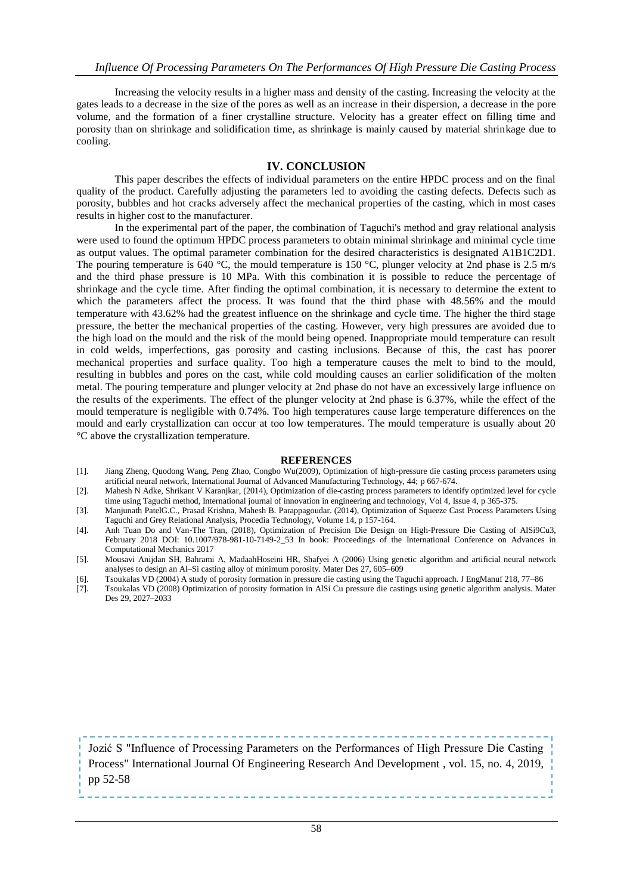Increasing the velocity results in a higher mass and density of the casting. Increasing the velocity at the gates leads to a decrease in the size of the pores as well as an increase in their dispersion, a decrease in the pore volume, and the formation of a finer crystalline structure. Velocity has a greater effect on filling time and porosity than on shrinkage and solidification time, as shrinkage is mainly caused by material shrinkage due to cooling.

## IV. CONCLUSION

This paper describes the effects of individual parameters on the entire HPDC process and on the final quality of the product. Carefully adjusting the parameters led to avoiding the casting defects. Defects such as porosity, bubbles and hot cracks adversely affect the mechanical properties of the casting, which in most cases results in higher cost to the manufacturer.

In the experimental part of the paper, the combination of Taguchi's method and gray relational analysis were used to found the optimum HPDC process parameters to obtain minimal shrinkage and minimal cycle time as output values. The optimal parameter combination for the desired characteristics is designated A1B1C2D1. The pouring temperature is 640 °C, the mould temperature is 150 °C, plunger velocity at 2nd phase is 2.5 m/s and the third phase pressure is 10 MPa. With this combination it is possible to reduce the percentage of shrinkage and the cycle time. After finding the optimal combination, it is necessary to determine the extent to which the parameters affect the process. It was found that the third phase with 48.56% and the mould temperature with 43.62% had the greatest influence on the shrinkage and cycle time. The higher the third stage pressure, the better the mechanical properties of the casting. However, very high pressures are avoided due to the high load on the mould and the risk of the mould being opened. Inappropriate mould temperature can result in cold welds, imperfections, gas porosity and casting inclusions. Because of this, the cast has poorer mechanical properties and surface quality. Too high a temperature causes the melt to bind to the mould, resulting in bubbles and pores on the cast, while cold moulding causes an earlier solidification of the molten metal. The pouring temperature and plunger velocity at 2nd phase do not have an excessively large influence on the results of the experiments. The effect of the plunger velocity at 2nd phase is 6.37%, while the effect of the mould temperature is negligible with 0.74%. Too high temperatures cause large temperature differences on the mould and early crystallization can occur at too low temperatures. The mould temperature is usually about 20 °C above the crystallization temperature.

## REFERENCES

[1]. Jiang Zheng, Quodong Wang, Peng Zhao, Congbo Wu(2009), Optimization of high-pressure die casting process parameters using artificial neural network, International Journal of Advanced Manufacturing Technology, 44; p 667-674.

[2]. Mahesh N Adke, Shrikant V Karanjkar, (2014), Optimization of die-casting process parameters to identify optimized level for cycle time using Taguchi method, International journal of innovation in engineering and technology, Vol 4, Issue 4, p 365-375.

[3]. Manjunath PatelG.C., Prasad Krishna, Mahesh B. Parappagoudar. (2014), Optimization of Squeeze Cast Process Parameters Using Taguchi and Grey Relational Analysis, Procedia Technology, Volume 14, p 157-164.

[4]. Anh Tuan Do and Van-The Tran, (2018), Optimization of Precision Die Design on High-Pressure Die Casting of AlSi9Cu3, February 2018 DOI: 10.1007/978-981-10-7149-2_53 In book: Proceedings of the International Conference on Advances in Computational Mechanics 2017

[5]. Mousavi Anijdan SH, Bahrami A, MadaahHoseini HR, Shafyei A (2006) Using genetic algorithm and artificial neural network analyses to design an Al–Si casting alloy of minimum porosity. Mater Des 27, 605–609

[6]. Tsoukalas VD (2004) A study of porosity formation in pressure die casting using the Taguchi approach. J EngManuf 218, 77–86

[7]. Tsoukalas VD (2008) Optimization of porosity formation in AlSi Cu pressure die castings using genetic algorithm analysis. Mater Des 29, 2027–2033

Jozić S "Influence of Processing Parameters on the Performances of High Pressure Die Casting Process" International Journal Of Engineering Research And Development , vol. 15, no. 4, 2019, pp 52-58